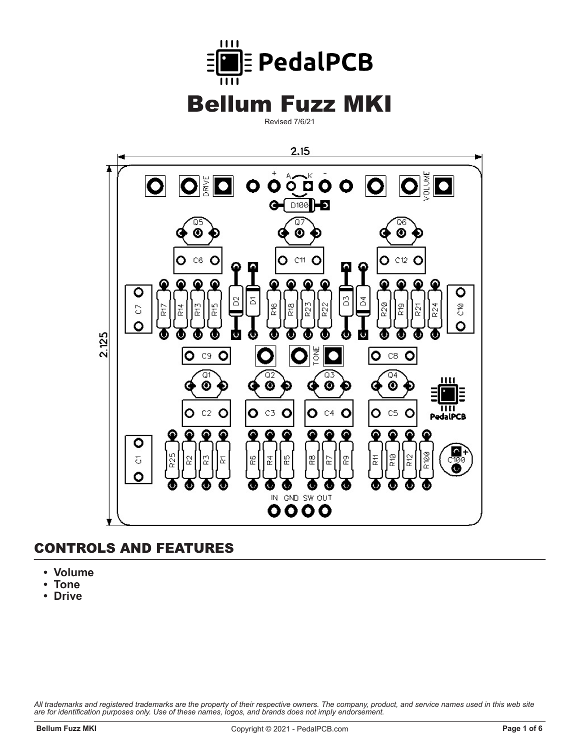# Bellum Fuzz MKI

Revised 7/6/21

## CONTROLS AND FEATURES

- **Volume**
- **Tone**
- **Drive**

*All trademarks and registered trademarks are the property of their respective owners. The company, product, and service names used in this web site are for identification purposes only. Use of these names, logos, and brands does not imply endorsement.*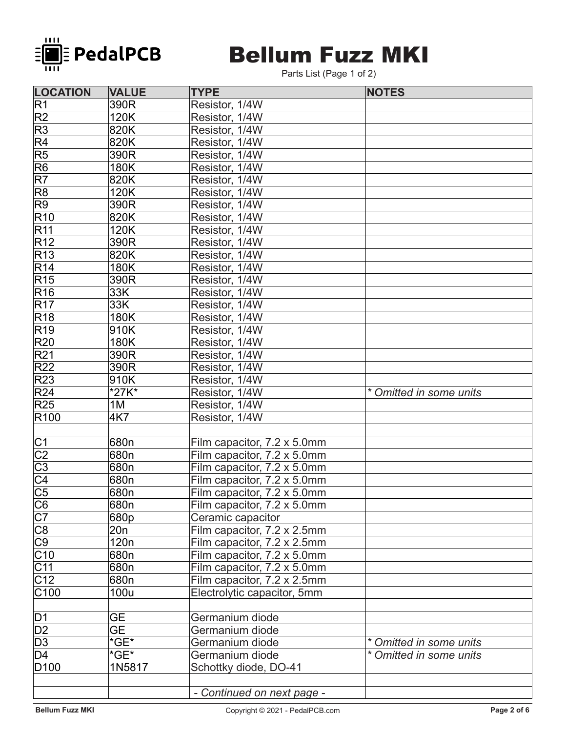# Bellum Fuzz MKI

Parts List (Page 1 of 2)

| LOCATION | VALUE | TYPE | NOTES |
|---|---|---|---|
| R1 | 390R | Resistor, 1/4W | |
| R2 | 120K | Resistor, 1/4W | |
| R3 | 820K | Resistor, 1/4W | |
| R4 | 820K | Resistor, 1/4W | |
| R5 | 390R | Resistor, 1/4W | |
| R6 | 180K | Resistor, 1/4W | |
| R7 | 820K | Resistor, 1/4W | |
| R8 | 120K | Resistor, 1/4W | |
| R9 | 390R | Resistor, 1/4W | |
| R10 | 820K | Resistor, 1/4W | |
| R11 | 120K | Resistor, 1/4W | |
| R12 | 390R | Resistor, 1/4W | |
| R13 | 820K | Resistor, 1/4W | |
| R14 | 180K | Resistor, 1/4W | |
| R15 | 390R | Resistor, 1/4W | |
| R16 | 33K | Resistor, 1/4W | |
| R17 | 33K | Resistor, 1/4W | |
| R18 | 180K | Resistor, 1/4W | |
| R19 | 910K | Resistor, 1/4W | |
| R20 | 180K | Resistor, 1/4W | |
| R21 | 390R | Resistor, 1/4W | |
| R22 | 390R | Resistor, 1/4W | |
| R23 | 910K | Resistor, 1/4W | |
| R24 | *27K* | Resistor, 1/4W | *\* Omitted in some units* |
| R25 | 1M | Resistor, 1/4W | |
| R100 | 4K7 | Resistor, 1/4W | |
| | | | |
| C1 | 680n | Film capacitor, 7.2 x 5.0mm | |
| C2 | 680n | Film capacitor, 7.2 x 5.0mm | |
| C3 | 680n | Film capacitor, 7.2 x 5.0mm | |
| C4 | 680n | Film capacitor, 7.2 x 5.0mm | |
| C5 | 680n | Film capacitor, 7.2 x 5.0mm | |
| C6 | 680n | Film capacitor, 7.2 x 5.0mm | |
| C7 | 680p | Ceramic capacitor | |
| C8 | 20n | Film capacitor, 7.2 x 2.5mm | |
| C9 | 120n | Film capacitor, 7.2 x 2.5mm | |
| C10 | 680n | Film capacitor, 7.2 x 5.0mm | |
| C11 | 680n | Film capacitor, 7.2 x 5.0mm | |
| C12 | 680n | Film capacitor, 7.2 x 2.5mm | |
| C100 | 100u | Electrolytic capacitor, 5mm | |
| | | | |
| D1 | GE | Germanium diode | |
| D2 | GE | Germanium diode | |
| D3 | *GE* | Germanium diode | *\* Omitted in some units* |
| D4 | *GE* | Germanium diode | *\* Omitted in some units* |
| D100 | 1N5817 | Schottky diode, DO-41 | |
| | | | |
| | | *- Continued on next page -* | |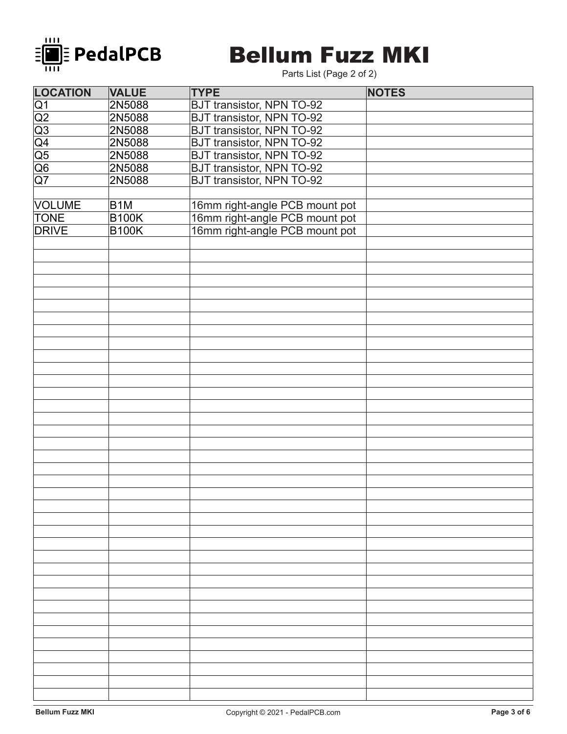# Bellum Fuzz MKI

Parts List (Page 2 of 2)

| LOCATION | VALUE | TYPE | NOTES |
|---|---|---|---|
| Q1 | 2N5088 | BJT transistor, NPN TO-92 | |
| Q2 | 2N5088 | BJT transistor, NPN TO-92 | |
| Q3 | 2N5088 | BJT transistor, NPN TO-92 | |
| Q4 | 2N5088 | BJT transistor, NPN TO-92 | |
| Q5 | 2N5088 | BJT transistor, NPN TO-92 | |
| Q6 | 2N5088 | BJT transistor, NPN TO-92 | |
| Q7 | 2N5088 | BJT transistor, NPN TO-92 | |
| | | | |
| VOLUME | B1M | 16mm right-angle PCB mount pot | |
| TONE | B100K | 16mm right-angle PCB mount pot | |
| DRIVE | B100K | 16mm right-angle PCB mount pot | |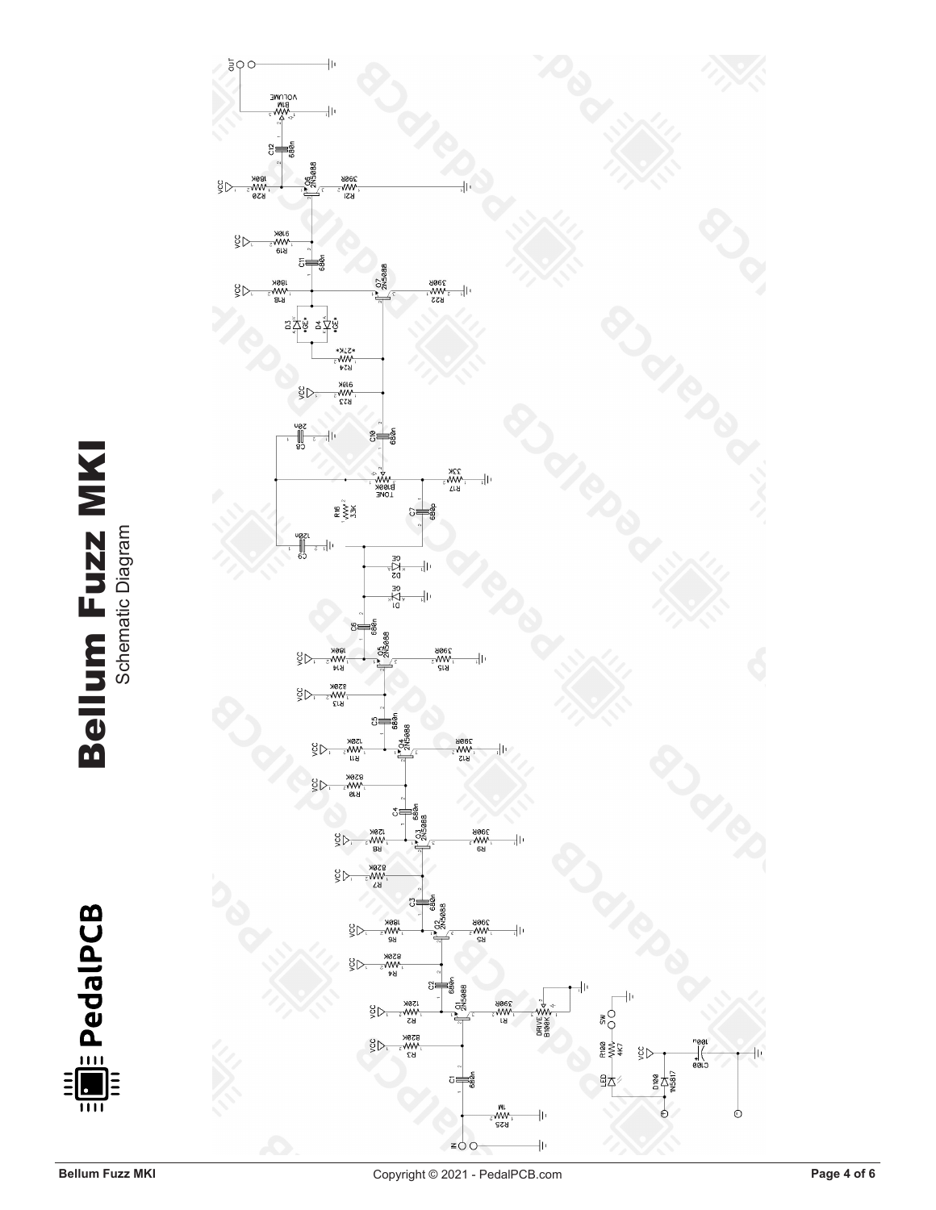# Bellum Fuzz MKI

Schematic Diagram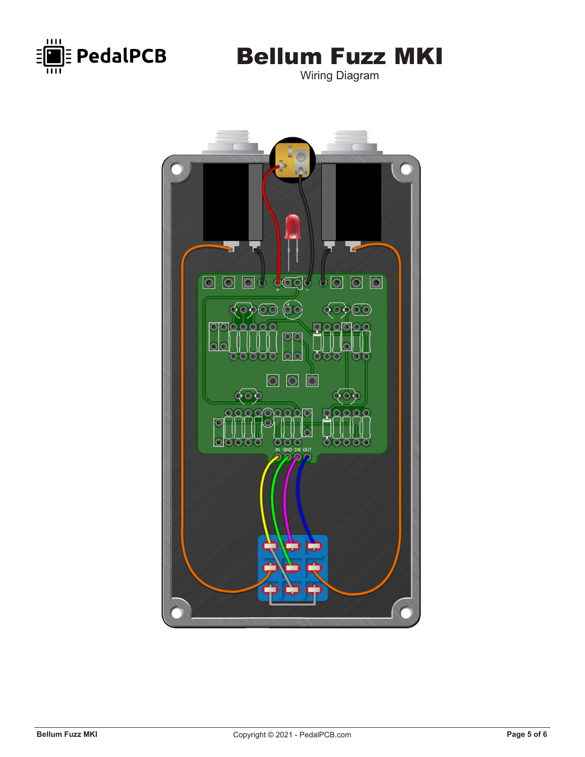# Bellum Fuzz MKI

Wiring Diagram

IN GND SW OUT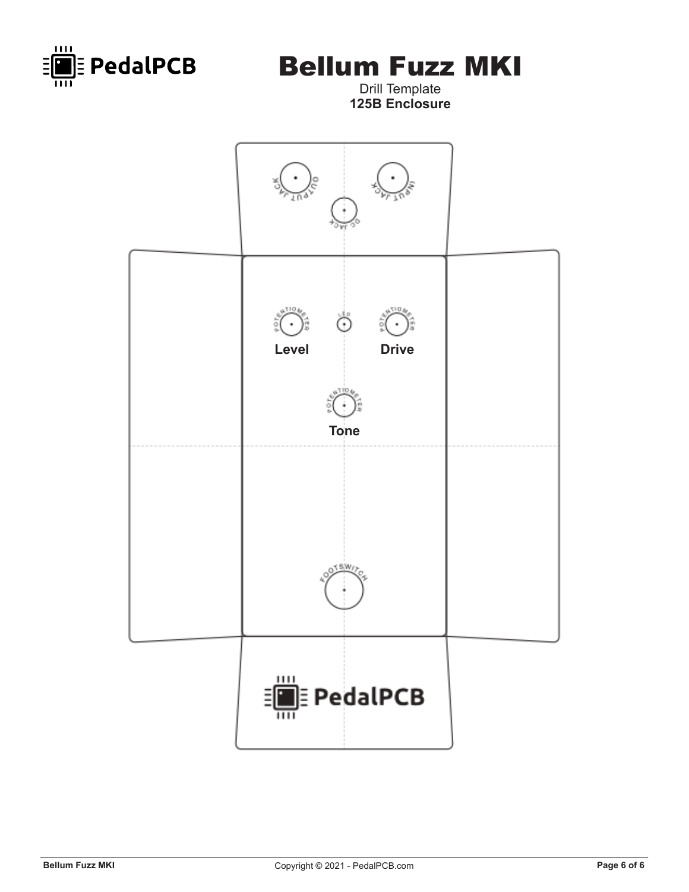# Bellum Fuzz MKI

Drill Template

**125B Enclosure**

OUTPUT JACK

DC JACK

INPUT JACK

POTENTIOMETER

LED

POTENTIOMETER

**Level**

**Drive**

POTENTIOMETER

**Tone**

FOOTSWITCH

PedalPCB

Copyright © 2021 - PedalPCB.com